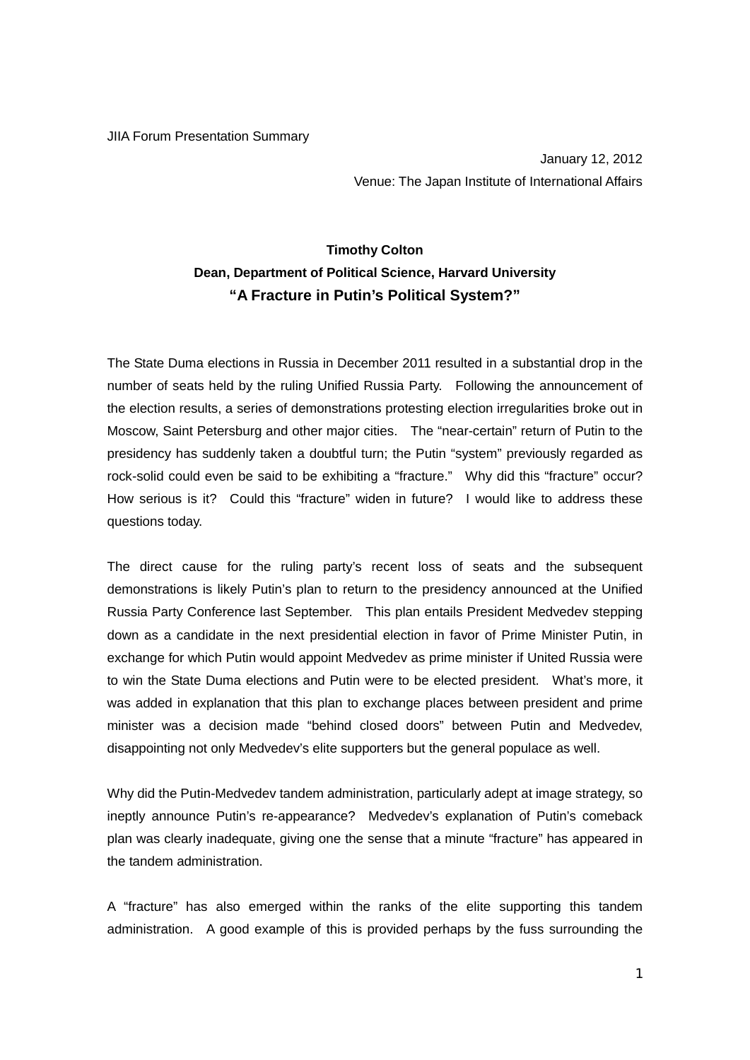JIIA Forum Presentation Summary

January 12, 2012
Venue: The Japan Institute of International Affairs

**Timothy Colton**
**Dean, Department of Political Science, Harvard University**

# "A Fracture in Putin's Political System?"

The State Duma elections in Russia in December 2011 resulted in a substantial drop in the number of seats held by the ruling Unified Russia Party. Following the announcement of the election results, a series of demonstrations protesting election irregularities broke out in Moscow, Saint Petersburg and other major cities. The "near-certain" return of Putin to the presidency has suddenly taken a doubtful turn; the Putin "system" previously regarded as rock-solid could even be said to be exhibiting a "fracture." Why did this "fracture" occur? How serious is it? Could this "fracture" widen in future? I would like to address these questions today.

The direct cause for the ruling party's recent loss of seats and the subsequent demonstrations is likely Putin's plan to return to the presidency announced at the Unified Russia Party Conference last September. This plan entails President Medvedev stepping down as a candidate in the next presidential election in favor of Prime Minister Putin, in exchange for which Putin would appoint Medvedev as prime minister if United Russia were to win the State Duma elections and Putin were to be elected president. What's more, it was added in explanation that this plan to exchange places between president and prime minister was a decision made "behind closed doors" between Putin and Medvedev, disappointing not only Medvedev's elite supporters but the general populace as well.

Why did the Putin-Medvedev tandem administration, particularly adept at image strategy, so ineptly announce Putin's re-appearance? Medvedev's explanation of Putin's comeback plan was clearly inadequate, giving one the sense that a minute "fracture" has appeared in the tandem administration.

A "fracture" has also emerged within the ranks of the elite supporting this tandem administration. A good example of this is provided perhaps by the fuss surrounding the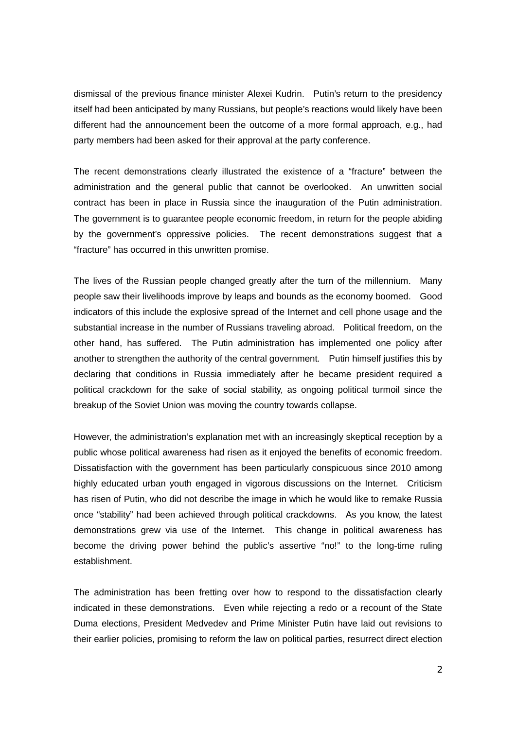dismissal of the previous finance minister Alexei Kudrin. Putin's return to the presidency itself had been anticipated by many Russians, but people's reactions would likely have been different had the announcement been the outcome of a more formal approach, e.g., had party members had been asked for their approval at the party conference.

The recent demonstrations clearly illustrated the existence of a "fracture" between the administration and the general public that cannot be overlooked. An unwritten social contract has been in place in Russia since the inauguration of the Putin administration. The government is to guarantee people economic freedom, in return for the people abiding by the government's oppressive policies. The recent demonstrations suggest that a "fracture" has occurred in this unwritten promise.

The lives of the Russian people changed greatly after the turn of the millennium. Many people saw their livelihoods improve by leaps and bounds as the economy boomed. Good indicators of this include the explosive spread of the Internet and cell phone usage and the substantial increase in the number of Russians traveling abroad. Political freedom, on the other hand, has suffered. The Putin administration has implemented one policy after another to strengthen the authority of the central government. Putin himself justifies this by declaring that conditions in Russia immediately after he became president required a political crackdown for the sake of social stability, as ongoing political turmoil since the breakup of the Soviet Union was moving the country towards collapse.

However, the administration's explanation met with an increasingly skeptical reception by a public whose political awareness had risen as it enjoyed the benefits of economic freedom. Dissatisfaction with the government has been particularly conspicuous since 2010 among highly educated urban youth engaged in vigorous discussions on the Internet. Criticism has risen of Putin, who did not describe the image in which he would like to remake Russia once "stability" had been achieved through political crackdowns. As you know, the latest demonstrations grew via use of the Internet. This change in political awareness has become the driving power behind the public's assertive "no!" to the long-time ruling establishment.

The administration has been fretting over how to respond to the dissatisfaction clearly indicated in these demonstrations. Even while rejecting a redo or a recount of the State Duma elections, President Medvedev and Prime Minister Putin have laid out revisions to their earlier policies, promising to reform the law on political parties, resurrect direct election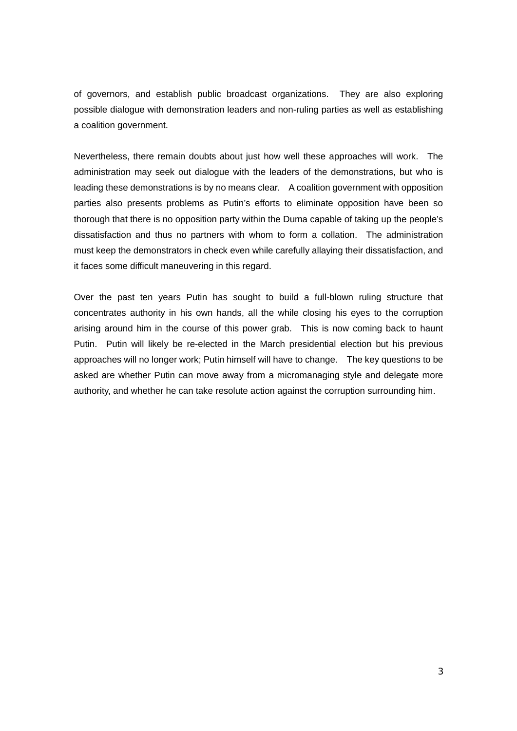of governors, and establish public broadcast organizations. They are also exploring possible dialogue with demonstration leaders and non-ruling parties as well as establishing a coalition government.

Nevertheless, there remain doubts about just how well these approaches will work. The administration may seek out dialogue with the leaders of the demonstrations, but who is leading these demonstrations is by no means clear. A coalition government with opposition parties also presents problems as Putin's efforts to eliminate opposition have been so thorough that there is no opposition party within the Duma capable of taking up the people's dissatisfaction and thus no partners with whom to form a collation. The administration must keep the demonstrators in check even while carefully allaying their dissatisfaction, and it faces some difficult maneuvering in this regard.

Over the past ten years Putin has sought to build a full-blown ruling structure that concentrates authority in his own hands, all the while closing his eyes to the corruption arising around him in the course of this power grab. This is now coming back to haunt Putin. Putin will likely be re-elected in the March presidential election but his previous approaches will no longer work; Putin himself will have to change. The key questions to be asked are whether Putin can move away from a micromanaging style and delegate more authority, and whether he can take resolute action against the corruption surrounding him.